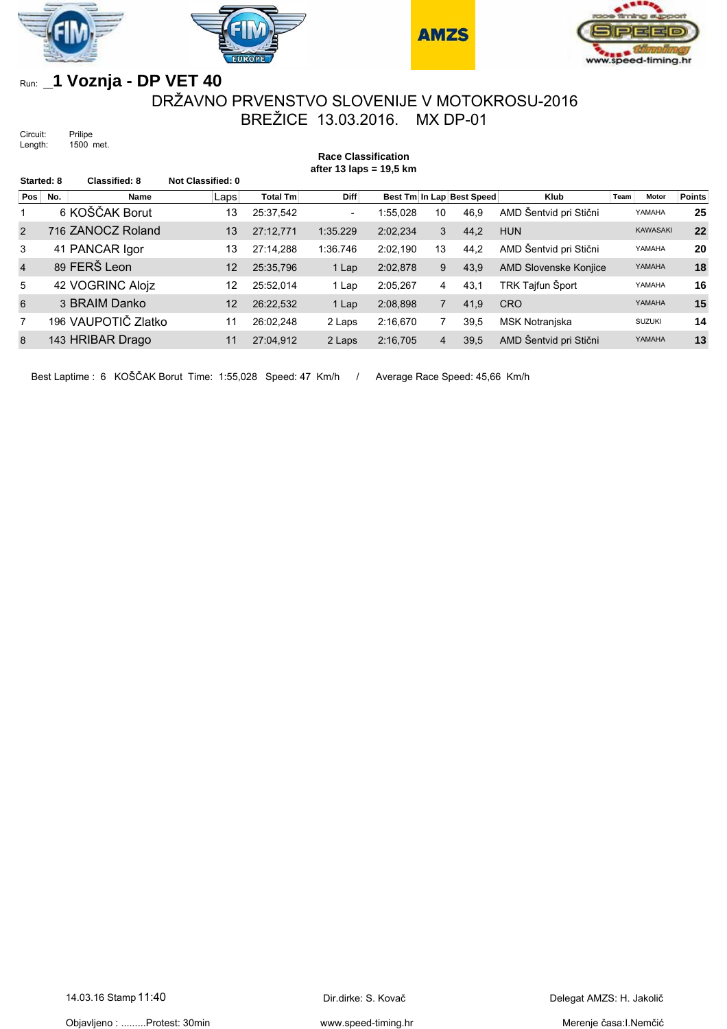Run: _1 Voznja - DP VET 40

# DRŽAVNO PRVENSTVO SLOVENIJE V MOTOKROSU-2016

## BREŽICE 13.03.2016. MX DP-01

Circuit: Prilipe
Length: 1500 met.

**Race Classification**
**after 13 laps = 19,5 km**

**Started: 8** **Classified: 8** **Not Classified: 0**

| Pos | No. | Name | Laps | Total Tm | Diff | Best Tm | In Lap | Best Speed | Klub | Team | Motor | Points |
|---|---|---|---|---|---|---|---|---|---|---|---|---|
| 1 | 6 | KOŠČAK Borut | 13 | 25:37,542 | - | 1:55,028 | 10 | 46,9 | AMD Šentvid pri Stični | | YAMAHA | **25** |
| 2 | 716 | ZANOCZ Roland | 13 | 27:12,771 | 1:35.229 | 2:02,234 | 3 | 44,2 | HUN | | KAWASAKI | **22** |
| 3 | 41 | PANCAR Igor | 13 | 27:14,288 | 1:36.746 | 2:02,190 | 13 | 44,2 | AMD Šentvid pri Stični | | YAMAHA | **20** |
| 4 | 89 | FERŠ Leon | 12 | 25:35,796 | 1 Lap | 2:02,878 | 9 | 43,9 | AMD Slovenske Konjice | | YAMAHA | **18** |
| 5 | 42 | VOGRINC Alojz | 12 | 25:52,014 | 1 Lap | 2:05,267 | 4 | 43,1 | TRK Tajfun Šport | | YAMAHA | **16** |
| 6 | 3 | BRAIM Danko | 12 | 26:22,532 | 1 Lap | 2:08,898 | 7 | 41,9 | CRO | | YAMAHA | **15** |
| 7 | 196 | VAUPOTIČ Zlatko | 11 | 26:02,248 | 2 Laps | 2:16,670 | 7 | 39,5 | MSK Notranjska | | SUZUKI | **14** |
| 8 | 143 | HRIBAR Drago | 11 | 27:04,912 | 2 Laps | 2:16,705 | 4 | 39,5 | AMD Šentvid pri Stični | | YAMAHA | **13** |

Best Laptime : 6 KOŠČAK Borut Time: 1:55,028 Speed: 47 Km/h / Average Race Speed: 45,66 Km/h

14.03.16 Stamp 11:40 — Dir.dirke: S. Kovač — Delegat AMZS: H. Jakolič

Objavljeno : .........Protest: 30min — www.speed-timing.hr — Merenje časa:I.Nemčić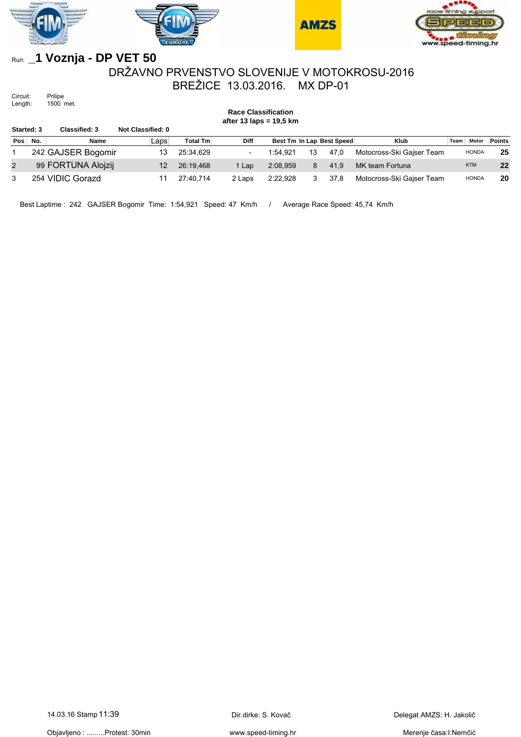Run: _**1 Voznja - DP VET 50**

# DRŽAVNO PRVENSTVO SLOVENIJE V MOTOKROSU-2016

BREŽICE 13.03.2016. MX DP-01

Circuit: Prilipe
Length: 1500 met.

**Race Classification**
**after 13 laps = 19,5 km**

**Started: 3** **Classified: 3** **Not Classified: 0**

| Pos | No. | Name | Laps | Total Tm | Diff | Best Tm | In Lap | Best Speed | Klub | Team | Motor | Points |
|---|---|---|---|---|---|---|---|---|---|---|---|---|
| 1 | 242 | GAJSER Bogomir | 13 | 25:34,629 | - | 1:54,921 | 13 | 47,0 | Motocross-Ski Gajser Team | | HONDA | **25** |
| 2 | 99 | FORTUNA Alojzij | 12 | 26:19,468 | 1 Lap | 2:08,959 | 8 | 41,9 | MK team Fortuna | | KTM | **22** |
| 3 | 254 | VIDIC Gorazd | 11 | 27:40,714 | 2 Laps | 2:22,928 | 3 | 37,8 | Motocross-Ski Gajser Team | | HONDA | **20** |

Best Laptime : 242 GAJSER Bogomir Time: 1:54,921 Speed: 47 Km/h / Average Race Speed: 45,74 Km/h

14.03.16 Stamp 11:39 Dir.dirke: S. Kovač Delegat AMZS: H. Jakolič

Objavljeno : .........Protest: 30min www.speed-timing.hr Merenje časa:I.Nemčić